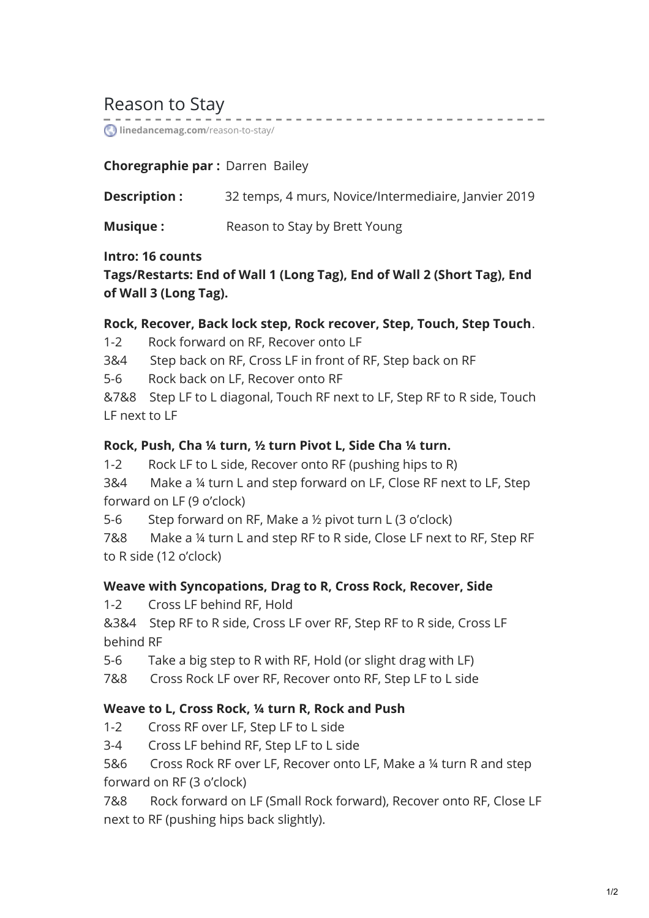# Reason to Stay

linedancemag.com/reason-to-stay/

**Choregraphie par :** Darren Bailey

**Description :** 32 temps, 4 murs, Novice/Intermediaire, Janvier 2019

**Musique :** Reason to Stay by Brett Young

**Intro: 16 counts**

**Tags/Restarts: End of Wall 1 (Long Tag), End of Wall 2 (Short Tag), End of Wall 3 (Long Tag).**

**Rock, Recover, Back lock step, Rock recover, Step, Touch, Step Touch**.

1-2 Rock forward on RF, Recover onto LF

3&4 Step back on RF, Cross LF in front of RF, Step back on RF

5-6 Rock back on LF, Recover onto RF

&7&8 Step LF to L diagonal, Touch RF next to LF, Step RF to R side, Touch LF next to LF

**Rock, Push, Cha ¼ turn, ½ turn Pivot L, Side Cha ¼ turn.**

1-2 Rock LF to L side, Recover onto RF (pushing hips to R)

3&4 Make a ¼ turn L and step forward on LF, Close RF next to LF, Step forward on LF (9 o'clock)

5-6 Step forward on RF, Make a ½ pivot turn L (3 o'clock)

7&8 Make a ¼ turn L and step RF to R side, Close LF next to RF, Step RF to R side (12 o'clock)

**Weave with Syncopations, Drag to R, Cross Rock, Recover, Side**

1-2 Cross LF behind RF, Hold

&3&4 Step RF to R side, Cross LF over RF, Step RF to R side, Cross LF behind RF

5-6 Take a big step to R with RF, Hold (or slight drag with LF)

7&8 Cross Rock LF over RF, Recover onto RF, Step LF to L side

**Weave to L, Cross Rock, ¼ turn R, Rock and Push**

1-2 Cross RF over LF, Step LF to L side

3-4 Cross LF behind RF, Step LF to L side

5&6 Cross Rock RF over LF, Recover onto LF, Make a ¼ turn R and step forward on RF (3 o'clock)

7&8 Rock forward on LF (Small Rock forward), Recover onto RF, Close LF next to RF (pushing hips back slightly).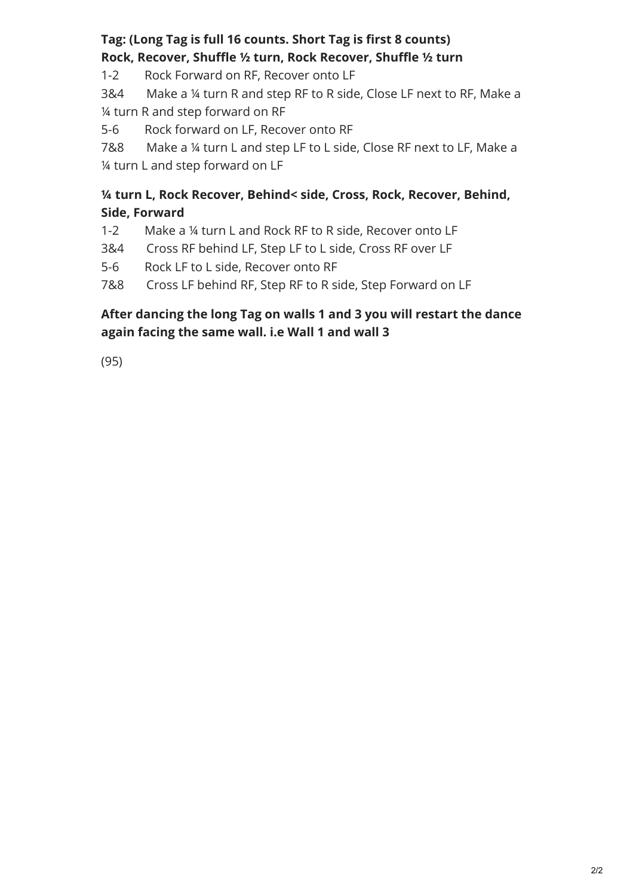**Tag: (Long Tag is full 16 counts. Short Tag is first 8 counts)**
**Rock, Recover, Shuffle ½ turn, Rock Recover, Shuffle ½ turn**

1-2 Rock Forward on RF, Recover onto LF
3&4 Make a ¼ turn R and step RF to R side, Close LF next to RF, Make a ¼ turn R and step forward on RF
5-6 Rock forward on LF, Recover onto RF
7&8 Make a ¼ turn L and step LF to L side, Close RF next to LF, Make a ¼ turn L and step forward on LF

**¼ turn L, Rock Recover, Behind< side, Cross, Rock, Recover, Behind, Side, Forward**

1-2 Make a ¼ turn L and Rock RF to R side, Recover onto LF
3&4 Cross RF behind LF, Step LF to L side, Cross RF over LF
5-6 Rock LF to L side, Recover onto RF
7&8 Cross LF behind RF, Step RF to R side, Step Forward on LF

**After dancing the long Tag on walls 1 and 3 you will restart the dance again facing the same wall. i.e Wall 1 and wall 3**

(95)